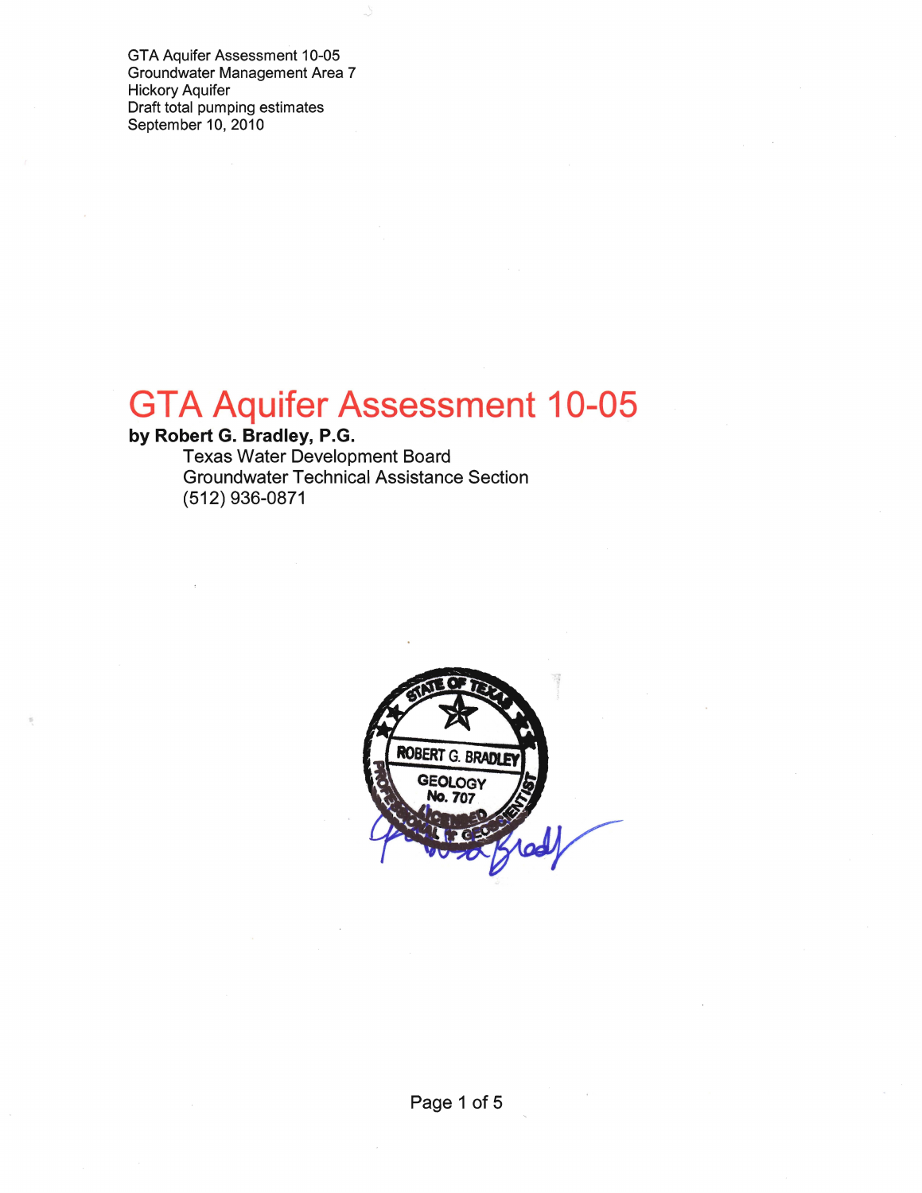GTA Aquifer Assessment 10-05
Groundwater Management Area 7
Hickory Aquifer
Draft total pumping estimates
September 10, 2010

# GTA Aquifer Assessment 10-05

**by Robert G. Bradley, P.G.**

Texas Water Development Board
Groundwater Technical Assistance Section
(512) 936-0871

STATE OF TEXAS
ROBERT G. BRADLEY
GEOLOGY
No. 707
LICENSED
PROFESSIONAL GEOSCIENTIST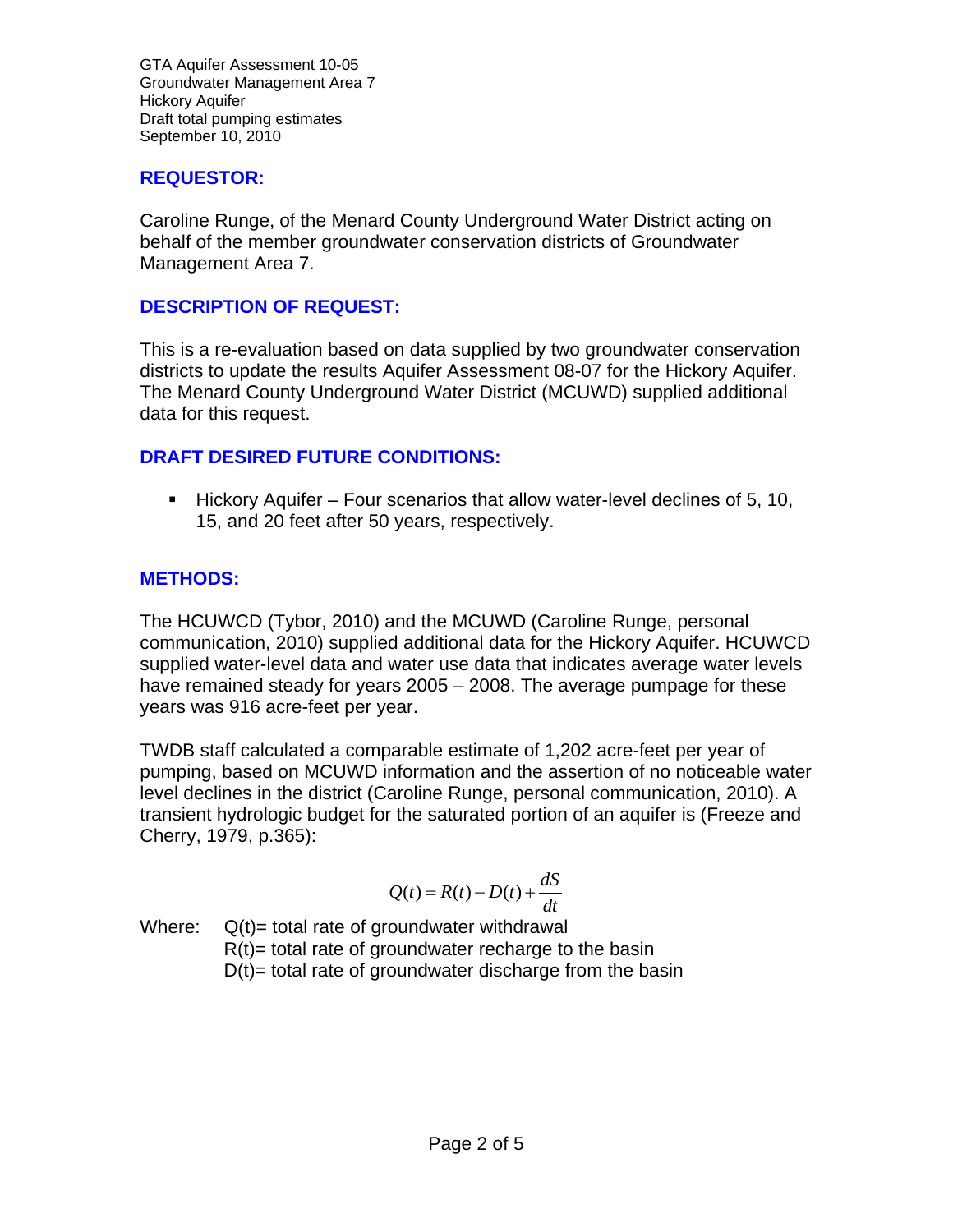GTA Aquifer Assessment 10-05
Groundwater Management Area 7
Hickory Aquifer
Draft total pumping estimates
September 10, 2010

## REQUESTOR:

Caroline Runge, of the Menard County Underground Water District acting on behalf of the member groundwater conservation districts of Groundwater Management Area 7.

## DESCRIPTION OF REQUEST:

This is a re-evaluation based on data supplied by two groundwater conservation districts to update the results Aquifer Assessment 08-07 for the Hickory Aquifer. The Menard County Underground Water District (MCUWD) supplied additional data for this request.

## DRAFT DESIRED FUTURE CONDITIONS:

- Hickory Aquifer – Four scenarios that allow water-level declines of 5, 10, 15, and 20 feet after 50 years, respectively.

## METHODS:

The HCUWCD (Tybor, 2010) and the MCUWD (Caroline Runge, personal communication, 2010) supplied additional data for the Hickory Aquifer. HCUWCD supplied water-level data and water use data that indicates average water levels have remained steady for years 2005 – 2008. The average pumpage for these years was 916 acre-feet per year.

TWDB staff calculated a comparable estimate of 1,202 acre-feet per year of pumping, based on MCUWD information and the assertion of no noticeable water level declines in the district (Caroline Runge, personal communication, 2010). A transient hydrologic budget for the saturated portion of an aquifer is (Freeze and Cherry, 1979, p.365):

$$Q(t) = R(t) - D(t) + \frac{dS}{dt}$$

Where: $Q(t)$= total rate of groundwater withdrawal
$R(t)$= total rate of groundwater recharge to the basin
$D(t)$= total rate of groundwater discharge from the basin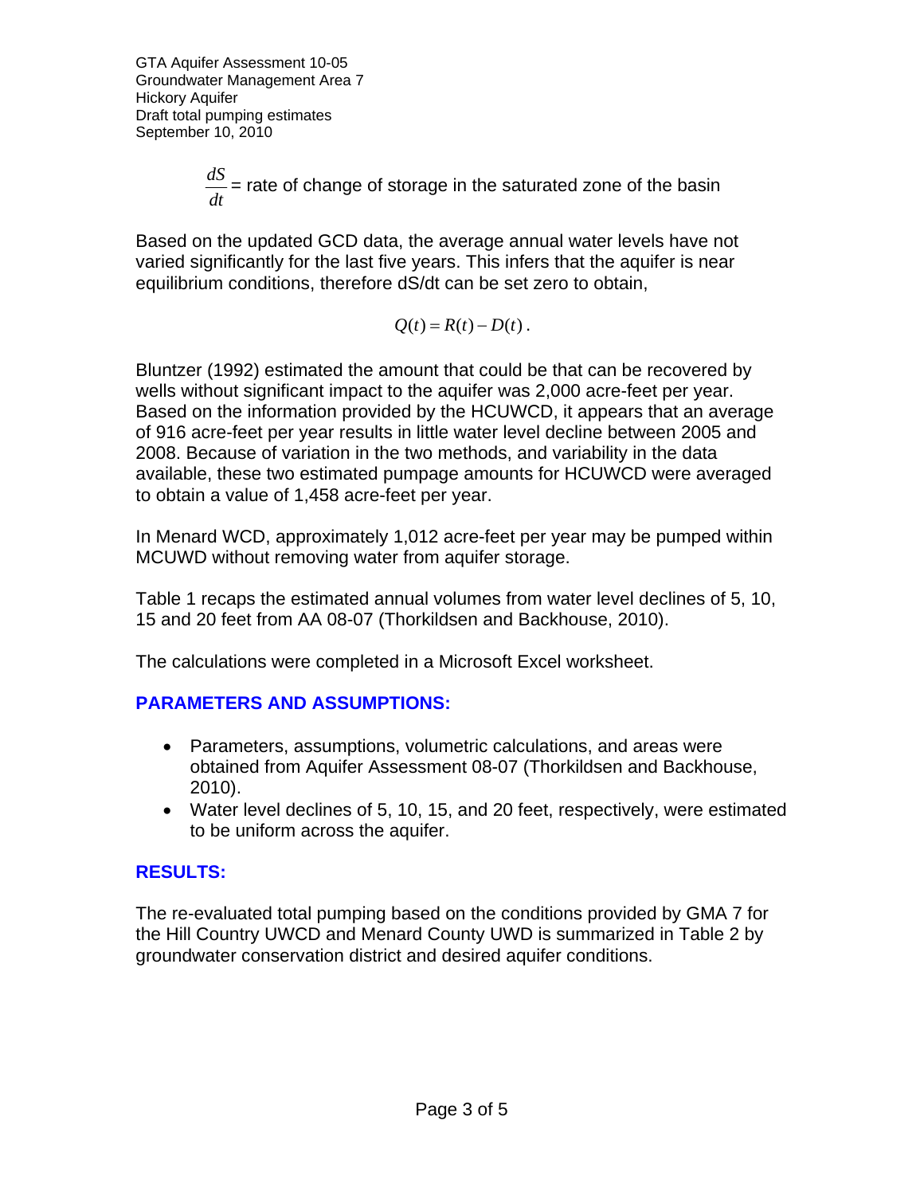$\frac{dS}{dt}$ = rate of change of storage in the saturated zone of the basin

Based on the updated GCD data, the average annual water levels have not varied significantly for the last five years. This infers that the aquifer is near equilibrium conditions, therefore dS/dt can be set zero to obtain,

$$Q(t) = R(t) - D(t)\,.$$

Bluntzer (1992) estimated the amount that could be that can be recovered by wells without significant impact to the aquifer was 2,000 acre-feet per year. Based on the information provided by the HCUWCD, it appears that an average of 916 acre-feet per year results in little water level decline between 2005 and 2008. Because of variation in the two methods, and variability in the data available, these two estimated pumpage amounts for HCUWCD were averaged to obtain a value of 1,458 acre-feet per year.

In Menard WCD, approximately 1,012 acre-feet per year may be pumped within MCUWD without removing water from aquifer storage.

Table 1 recaps the estimated annual volumes from water level declines of 5, 10, 15 and 20 feet from AA 08-07 (Thorkildsen and Backhouse, 2010).

The calculations were completed in a Microsoft Excel worksheet.

## PARAMETERS AND ASSUMPTIONS:

- Parameters, assumptions, volumetric calculations, and areas were obtained from Aquifer Assessment 08-07 (Thorkildsen and Backhouse, 2010).
- Water level declines of 5, 10, 15, and 20 feet, respectively, were estimated to be uniform across the aquifer.

## RESULTS:

The re-evaluated total pumping based on the conditions provided by GMA 7 for the Hill Country UWCD and Menard County UWD is summarized in Table 2 by groundwater conservation district and desired aquifer conditions.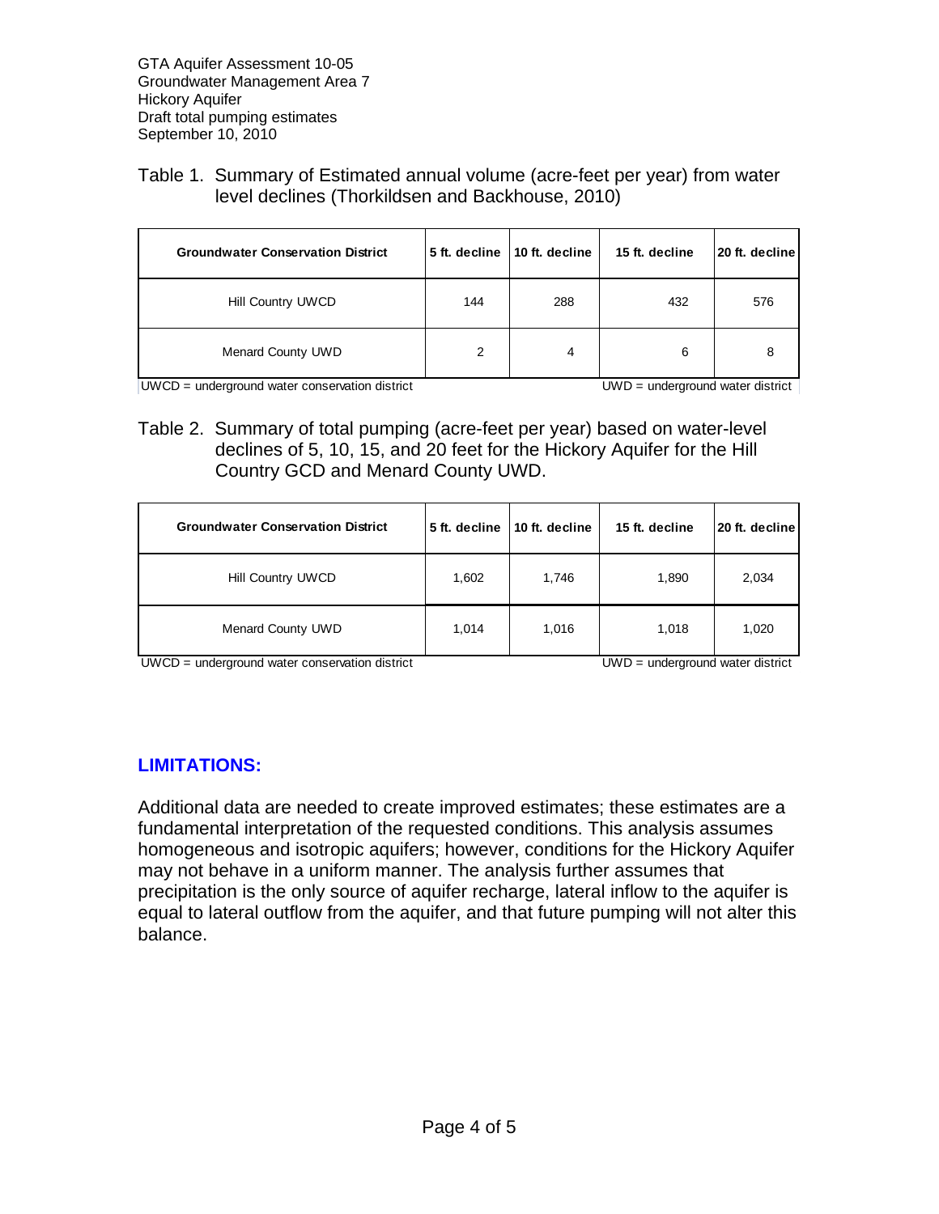GTA Aquifer Assessment 10-05
Groundwater Management Area 7
Hickory Aquifer
Draft total pumping estimates
September 10, 2010

Table 1. Summary of Estimated annual volume (acre-feet per year) from water level declines (Thorkildsen and Backhouse, 2010)

| Groundwater Conservation District | 5 ft. decline | 10 ft. decline | 15 ft. decline | 20 ft. decline |
|---|---|---|---|---|
| Hill Country UWCD | 144 | 288 | 432 | 576 |
| Menard County UWD | 2 | 4 | 6 | 8 |

UWCD = underground water conservation district UWD = underground water district

Table 2. Summary of total pumping (acre-feet per year) based on water-level declines of 5, 10, 15, and 20 feet for the Hickory Aquifer for the Hill Country GCD and Menard County UWD.

| Groundwater Conservation District | 5 ft. decline | 10 ft. decline | 15 ft. decline | 20 ft. decline |
|---|---|---|---|---|
| Hill Country UWCD | 1,602 | 1,746 | 1,890 | 2,034 |
| Menard County UWD | 1,014 | 1,016 | 1,018 | 1,020 |

UWCD = underground water conservation district UWD = underground water district

## LIMITATIONS:

Additional data are needed to create improved estimates; these estimates are a fundamental interpretation of the requested conditions. This analysis assumes homogeneous and isotropic aquifers; however, conditions for the Hickory Aquifer may not behave in a uniform manner. The analysis further assumes that precipitation is the only source of aquifer recharge, lateral inflow to the aquifer is equal to lateral outflow from the aquifer, and that future pumping will not alter this balance.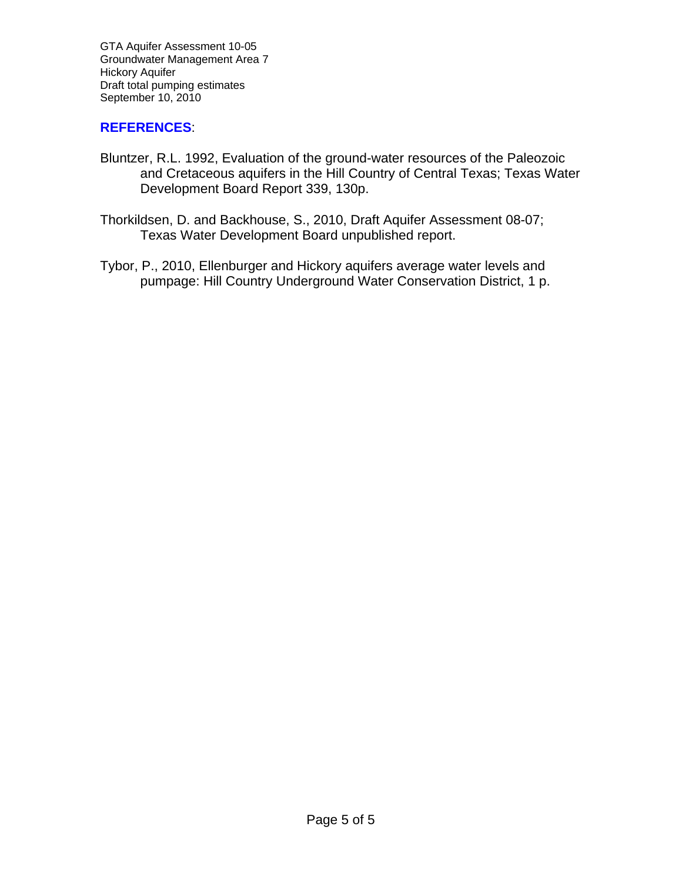## REFERENCES:

Bluntzer, R.L. 1992, Evaluation of the ground-water resources of the Paleozoic and Cretaceous aquifers in the Hill Country of Central Texas; Texas Water Development Board Report 339, 130p.

Thorkildsen, D. and Backhouse, S., 2010, Draft Aquifer Assessment 08-07; Texas Water Development Board unpublished report.

Tybor, P., 2010, Ellenburger and Hickory aquifers average water levels and pumpage: Hill Country Underground Water Conservation District, 1 p.